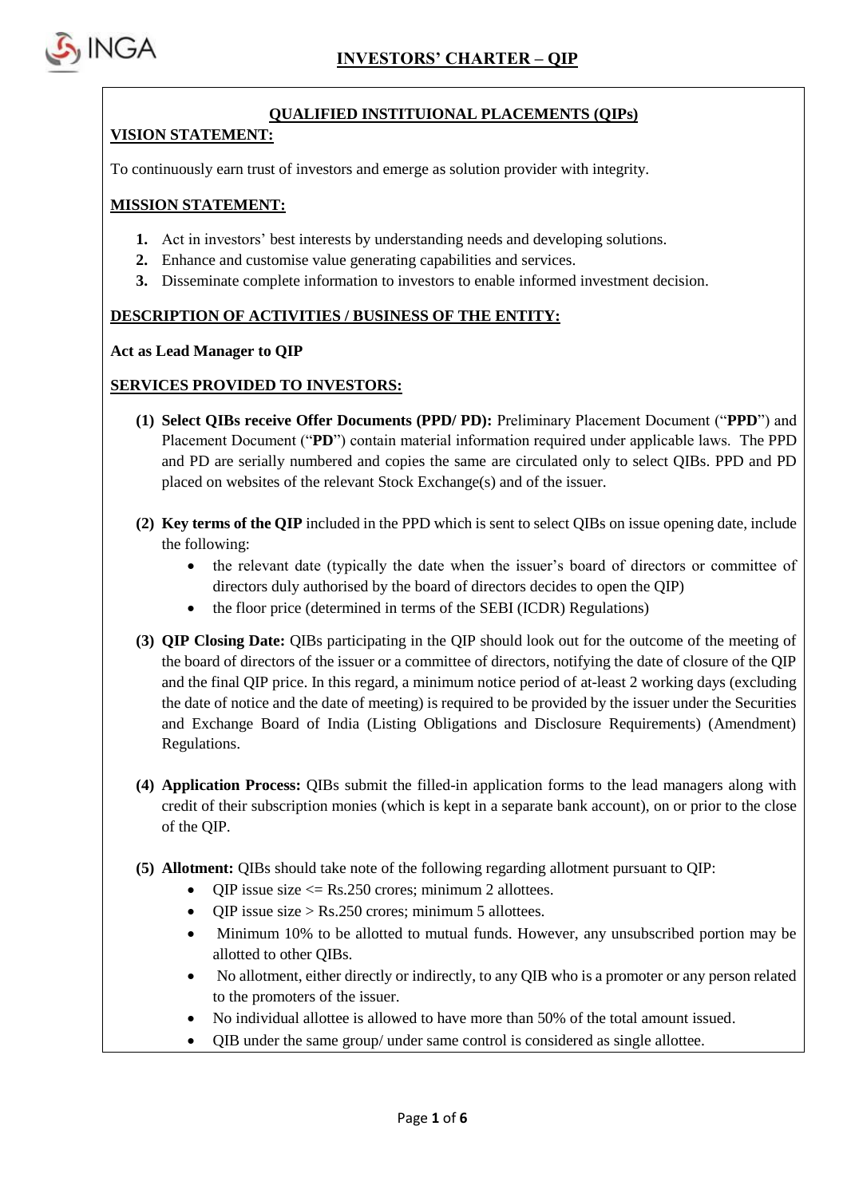# INVESTORS' CHARTER – QIP

## QUALIFIED INSTITUIONAL PLACEMENTS (QIPs)

**VISION STATEMENT:**

To continuously earn trust of investors and emerge as solution provider with integrity.

**MISSION STATEMENT:**

1. Act in investors' best interests by understanding needs and developing solutions.
2. Enhance and customise value generating capabilities and services.
3. Disseminate complete information to investors to enable informed investment decision.

**DESCRIPTION OF ACTIVITIES / BUSINESS OF THE ENTITY:**

**Act as Lead Manager to QIP**

**SERVICES PROVIDED TO INVESTORS:**

**(1) Select QIBs receive Offer Documents (PPD/ PD):** Preliminary Placement Document ("**PPD**") and Placement Document ("**PD**") contain material information required under applicable laws. The PPD and PD are serially numbered and copies the same are circulated only to select QIBs. PPD and PD placed on websites of the relevant Stock Exchange(s) and of the issuer.

**(2) Key terms of the QIP** included in the PPD which is sent to select QIBs on issue opening date, include the following:

- the relevant date (typically the date when the issuer's board of directors or committee of directors duly authorised by the board of directors decides to open the QIP)
- the floor price (determined in terms of the SEBI (ICDR) Regulations)

**(3) QIP Closing Date:** QIBs participating in the QIP should look out for the outcome of the meeting of the board of directors of the issuer or a committee of directors, notifying the date of closure of the QIP and the final QIP price. In this regard, a minimum notice period of at-least 2 working days (excluding the date of notice and the date of meeting) is required to be provided by the issuer under the Securities and Exchange Board of India (Listing Obligations and Disclosure Requirements) (Amendment) Regulations.

**(4) Application Process:** QIBs submit the filled-in application forms to the lead managers along with credit of their subscription monies (which is kept in a separate bank account), on or prior to the close of the QIP.

**(5) Allotment:** QIBs should take note of the following regarding allotment pursuant to QIP:

- QIP issue size <= Rs.250 crores; minimum 2 allottees.
- QIP issue size > Rs.250 crores; minimum 5 allottees.
- Minimum 10% to be allotted to mutual funds. However, any unsubscribed portion may be allotted to other QIBs.
- No allotment, either directly or indirectly, to any QIB who is a promoter or any person related to the promoters of the issuer.
- No individual allottee is allowed to have more than 50% of the total amount issued.
- QIB under the same group/ under same control is considered as single allottee.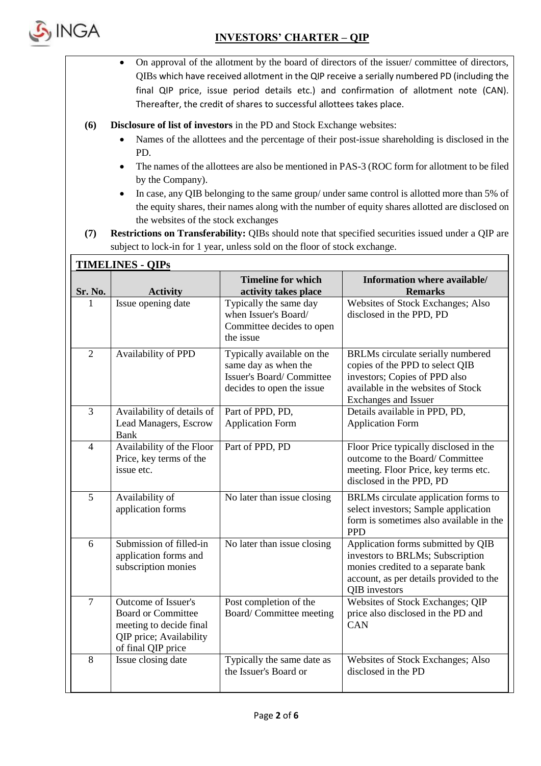- On approval of the allotment by the board of directors of the issuer/ committee of directors, QIBs which have received allotment in the QIP receive a serially numbered PD (including the final QIP price, issue period details etc.) and confirmation of allotment note (CAN). Thereafter, the credit of shares to successful allottees takes place.

**(6) Disclosure of list of investors** in the PD and Stock Exchange websites:

- Names of the allottees and the percentage of their post-issue shareholding is disclosed in the PD.
- The names of the allottees are also be mentioned in PAS-3 (ROC form for allotment to be filed by the Company).
- In case, any QIB belonging to the same group/ under same control is allotted more than 5% of the equity shares, their names along with the number of equity shares allotted are disclosed on the websites of the stock exchanges

**(7) Restrictions on Transferability:** QIBs should note that specified securities issued under a QIP are subject to lock-in for 1 year, unless sold on the floor of stock exchange.

## TIMELINES - QIPs

| Sr. No. | Activity | Timeline for which activity takes place | Information where available/ Remarks |
|---|---|---|---|
| 1 | Issue opening date | Typically the same day when Issuer's Board/ Committee decides to open the issue | Websites of Stock Exchanges; Also disclosed in the PPD, PD |
| 2 | Availability of PPD | Typically available on the same day as when the Issuer's Board/ Committee decides to open the issue | BRLMs circulate serially numbered copies of the PPD to select QIB investors; Copies of PPD also available in the websites of Stock Exchanges and Issuer |
| 3 | Availability of details of Lead Managers, Escrow Bank | Part of PPD, PD, Application Form | Details available in PPD, PD, Application Form |
| 4 | Availability of the Floor Price, key terms of the issue etc. | Part of PPD, PD | Floor Price typically disclosed in the outcome to the Board/ Committee meeting. Floor Price, key terms etc. disclosed in the PPD, PD |
| 5 | Availability of application forms | No later than issue closing | BRLMs circulate application forms to select investors; Sample application form is sometimes also available in the PPD |
| 6 | Submission of filled-in application forms and subscription monies | No later than issue closing | Application forms submitted by QIB investors to BRLMs; Subscription monies credited to a separate bank account, as per details provided to the QIB investors |
| 7 | Outcome of Issuer's Board or Committee meeting to decide final QIP price; Availability of final QIP price | Post completion of the Board/ Committee meeting | Websites of Stock Exchanges; QIP price also disclosed in the PD and CAN |
| 8 | Issue closing date | Typically the same date as the Issuer's Board or | Websites of Stock Exchanges; Also disclosed in the PD |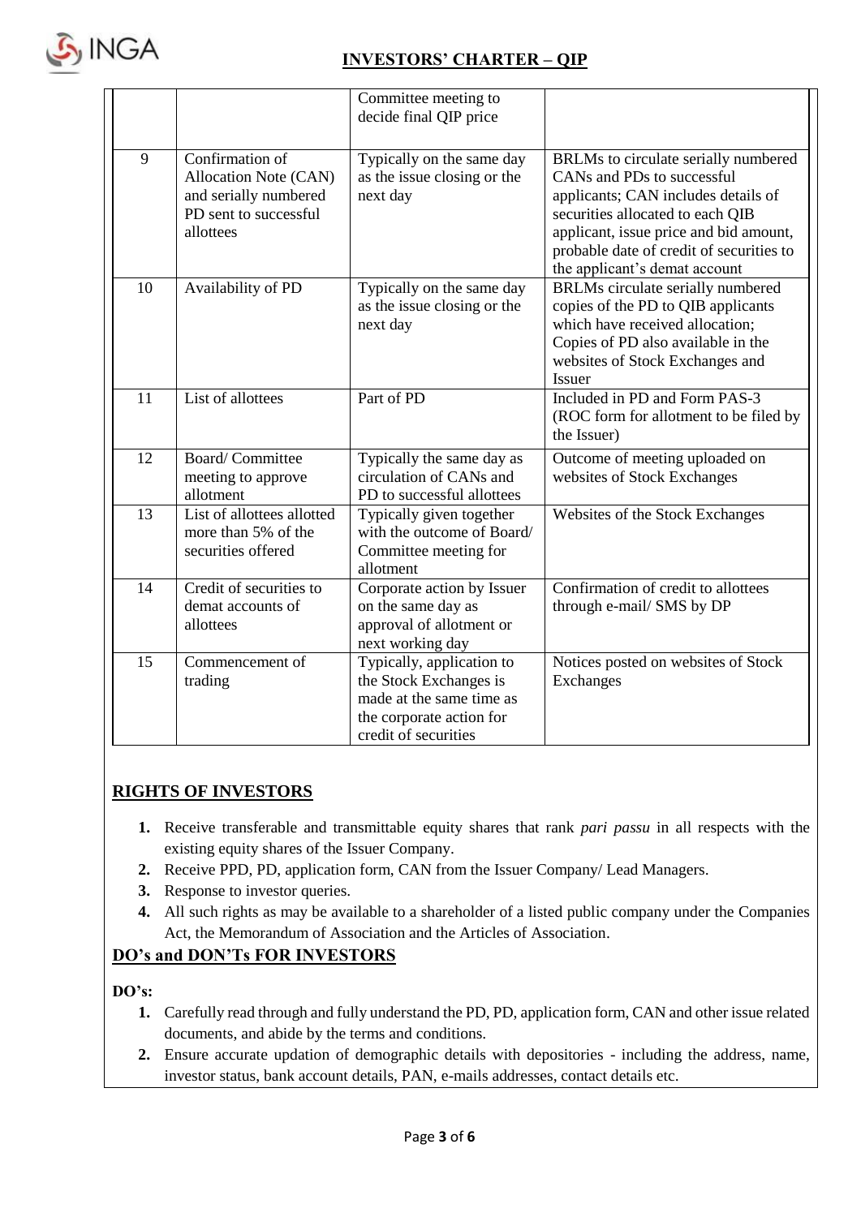| | | Committee meeting to decide final QIP price | |
|---|---|---|---|
| 9 | Confirmation of Allocation Note (CAN) and serially numbered PD sent to successful allottees | Typically on the same day as the issue closing or the next day | BRLMs to circulate serially numbered CANs and PDs to successful applicants; CAN includes details of securities allocated to each QIB applicant, issue price and bid amount, probable date of credit of securities to the applicant's demat account |
| 10 | Availability of PD | Typically on the same day as the issue closing or the next day | BRLMs circulate serially numbered copies of the PD to QIB applicants which have received allocation; Copies of PD also available in the websites of Stock Exchanges and Issuer |
| 11 | List of allottees | Part of PD | Included in PD and Form PAS-3 (ROC form for allotment to be filed by the Issuer) |
| 12 | Board/ Committee meeting to approve allotment | Typically the same day as circulation of CANs and PD to successful allottees | Outcome of meeting uploaded on websites of Stock Exchanges |
| 13 | List of allottees allotted more than 5% of the securities offered | Typically given together with the outcome of Board/ Committee meeting for allotment | Websites of the Stock Exchanges |
| 14 | Credit of securities to demat accounts of allottees | Corporate action by Issuer on the same day as approval of allotment or next working day | Confirmation of credit to allottees through e-mail/ SMS by DP |
| 15 | Commencement of trading | Typically, application to the Stock Exchanges is made at the same time as the corporate action for credit of securities | Notices posted on websites of Stock Exchanges |

## RIGHTS OF INVESTORS

1. Receive transferable and transmittable equity shares that rank *pari passu* in all respects with the existing equity shares of the Issuer Company.
2. Receive PPD, PD, application form, CAN from the Issuer Company/ Lead Managers.
3. Response to investor queries.
4. All such rights as may be available to a shareholder of a listed public company under the Companies Act, the Memorandum of Association and the Articles of Association.

## DO's and DON'Ts FOR INVESTORS

**DO's:**

1. Carefully read through and fully understand the PD, PD, application form, CAN and other issue related documents, and abide by the terms and conditions.
2. Ensure accurate updation of demographic details with depositories - including the address, name, investor status, bank account details, PAN, e-mails addresses, contact details etc.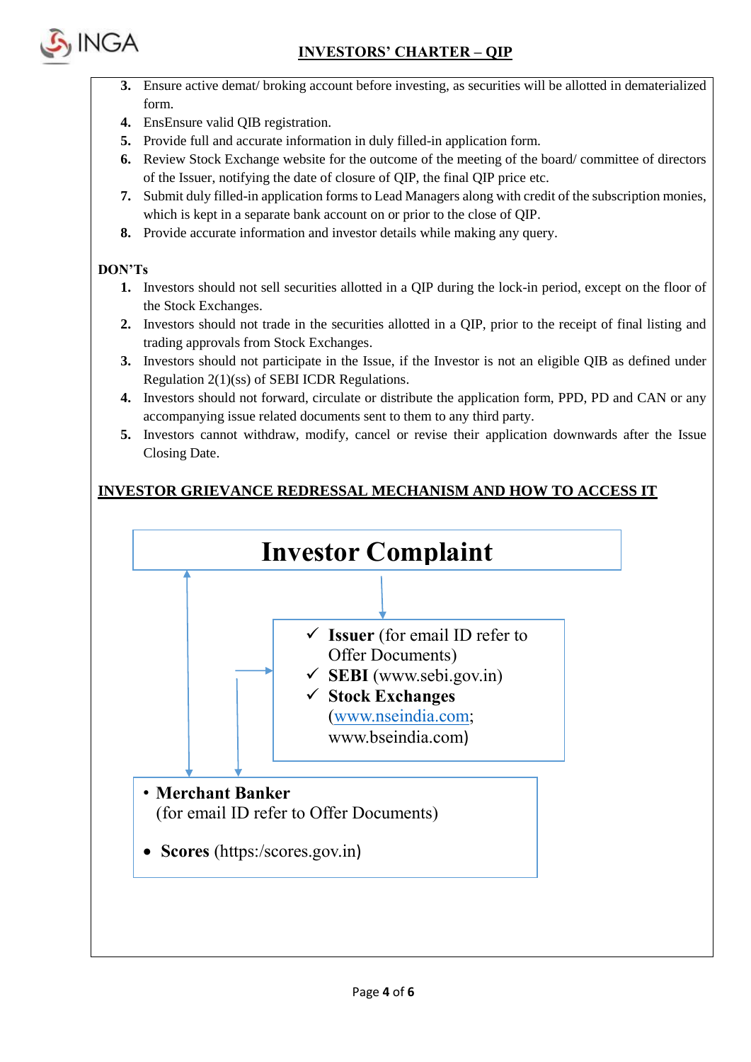3. Ensure active demat/ broking account before investing, as securities will be allotted in dematerialized form.
4. EnsEnsure valid QIB registration.
5. Provide full and accurate information in duly filled-in application form.
6. Review Stock Exchange website for the outcome of the meeting of the board/ committee of directors of the Issuer, notifying the date of closure of QIP, the final QIP price etc.
7. Submit duly filled-in application forms to Lead Managers along with credit of the subscription monies, which is kept in a separate bank account on or prior to the close of QIP.
8. Provide accurate information and investor details while making any query.

**DON'Ts**

1. Investors should not sell securities allotted in a QIP during the lock-in period, except on the floor of the Stock Exchanges.
2. Investors should not trade in the securities allotted in a QIP, prior to the receipt of final listing and trading approvals from Stock Exchanges.
3. Investors should not participate in the Issue, if the Investor is not an eligible QIB as defined under Regulation 2(1)(ss) of SEBI ICDR Regulations.
4. Investors should not forward, circulate or distribute the application form, PPD, PD and CAN or any accompanying issue related documents sent to them to any third party.
5. Investors cannot withdraw, modify, cancel or revise their application downwards after the Issue Closing Date.

**INVESTOR GRIEVANCE REDRESSAL MECHANISM AND HOW TO ACCESS IT**

**Investor Complaint**

- ✓ **Issuer** (for email ID refer to Offer Documents)
- ✓ **SEBI** (www.sebi.gov.in)
- ✓ **Stock Exchanges** (www.nseindia.com; www.bseindia.com)

- **Merchant Banker** (for email ID refer to Offer Documents)
- **Scores** (https:/scores.gov.in)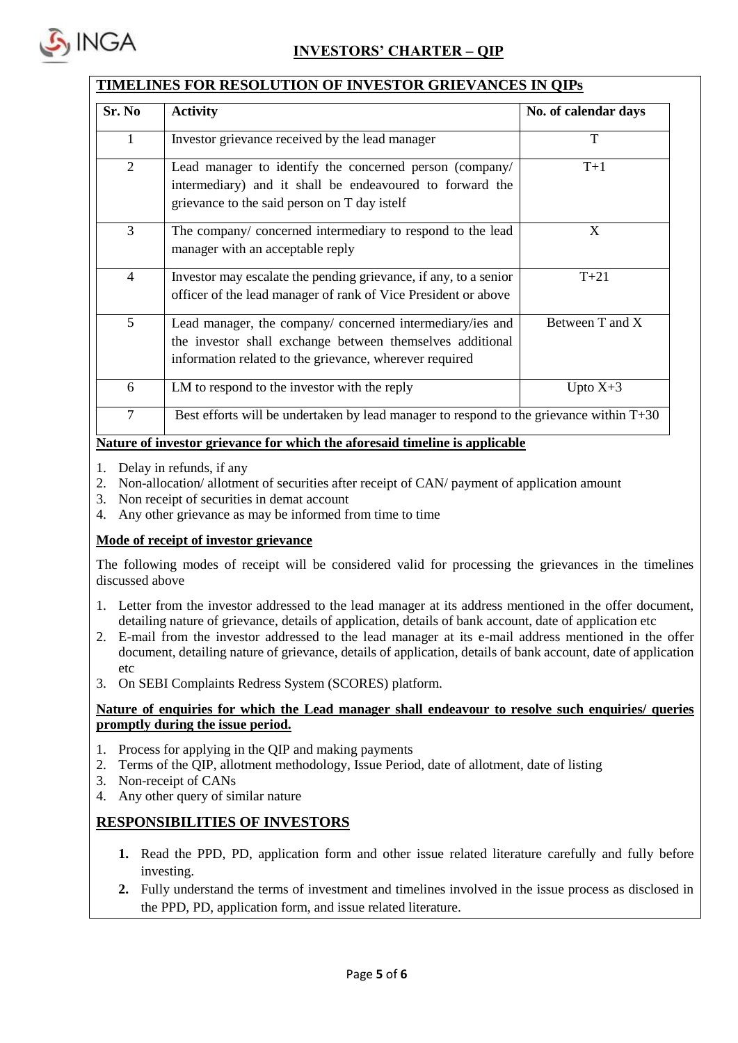## TIMELINES FOR RESOLUTION OF INVESTOR GRIEVANCES IN QIPs

| Sr. No | Activity | No. of calendar days |
|---|---|---|
| 1 | Investor grievance received by the lead manager | T |
| 2 | Lead manager to identify the concerned person (company/ intermediary) and it shall be endeavoured to forward the grievance to the said person on T day istelf | T+1 |
| 3 | The company/ concerned intermediary to respond to the lead manager with an acceptable reply | X |
| 4 | Investor may escalate the pending grievance, if any, to a senior officer of the lead manager of rank of Vice President or above | T+21 |
| 5 | Lead manager, the company/ concerned intermediary/ies and the investor shall exchange between themselves additional information related to the grievance, wherever required | Between T and X |
| 6 | LM to respond to the investor with the reply | Upto X+3 |
| 7 | Best efforts will be undertaken by lead manager to respond to the grievance within T+30 | |

**Nature of investor grievance for which the aforesaid timeline is applicable**

1. Delay in refunds, if any
2. Non-allocation/ allotment of securities after receipt of CAN/ payment of application amount
3. Non receipt of securities in demat account
4. Any other grievance as may be informed from time to time

**Mode of receipt of investor grievance**

The following modes of receipt will be considered valid for processing the grievances in the timelines discussed above

1. Letter from the investor addressed to the lead manager at its address mentioned in the offer document, detailing nature of grievance, details of application, details of bank account, date of application etc
2. E-mail from the investor addressed to the lead manager at its e-mail address mentioned in the offer document, detailing nature of grievance, details of application, details of bank account, date of application etc
3. On SEBI Complaints Redress System (SCORES) platform.

**Nature of enquiries for which the Lead manager shall endeavour to resolve such enquiries/ queries promptly during the issue period.**

1. Process for applying in the QIP and making payments
2. Terms of the QIP, allotment methodology, Issue Period, date of allotment, date of listing
3. Non-receipt of CANs
4. Any other query of similar nature

## RESPONSIBILITIES OF INVESTORS

1. Read the PPD, PD, application form and other issue related literature carefully and fully before investing.
2. Fully understand the terms of investment and timelines involved in the issue process as disclosed in the PPD, PD, application form, and issue related literature.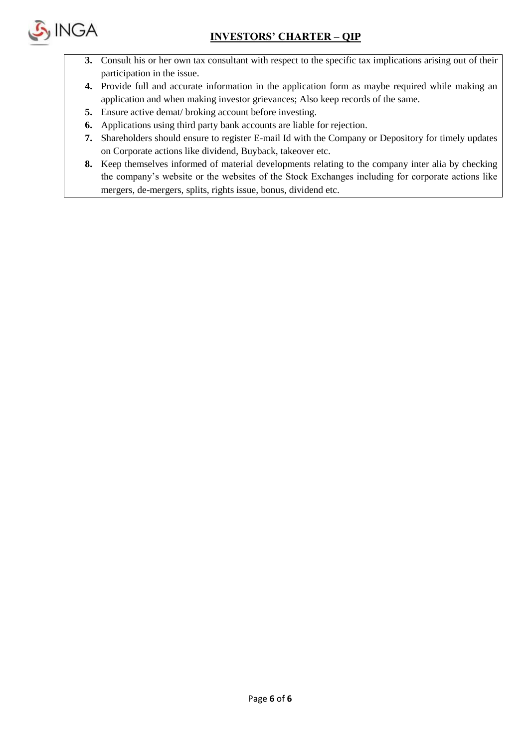3. Consult his or her own tax consultant with respect to the specific tax implications arising out of their participation in the issue.
4. Provide full and accurate information in the application form as maybe required while making an application and when making investor grievances; Also keep records of the same.
5. Ensure active demat/ broking account before investing.
6. Applications using third party bank accounts are liable for rejection.
7. Shareholders should ensure to register E-mail Id with the Company or Depository for timely updates on Corporate actions like dividend, Buyback, takeover etc.
8. Keep themselves informed of material developments relating to the company inter alia by checking the company's website or the websites of the Stock Exchanges including for corporate actions like mergers, de-mergers, splits, rights issue, bonus, dividend etc.